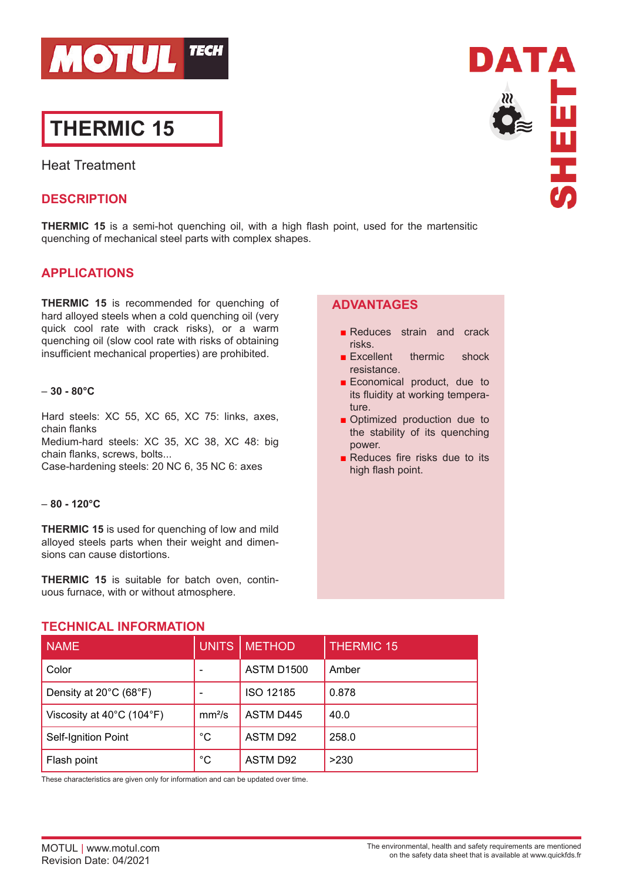MOTUL TECH

# THERMIC 15

Heat Treatment

## DESCRIPTION

**THERMIC 15** is a semi-hot quenching oil, with a high flash point, used for the martensitic quenching of mechanical steel parts with complex shapes.

## APPLICATIONS

**THERMIC 15** is recommended for quenching of hard alloyed steels when a cold quenching oil (very quick cool rate with crack risks), or a warm quenching oil (slow cool rate with risks of obtaining insufficient mechanical properties) are prohibited.

– **30 - 80°C**

Hard steels: XC 55, XC 65, XC 75: links, axes, chain flanks
Medium-hard steels: XC 35, XC 38, XC 48: big chain flanks, screws, bolts...
Case-hardening steels: 20 NC 6, 35 NC 6: axes

– **80 - 120°C**

**THERMIC 15** is used for quenching of low and mild alloyed steels parts when their weight and dimensions can cause distortions.

**THERMIC 15** is suitable for batch oven, continuous furnace, with or without atmosphere.

## ADVANTAGES

- Reduces strain and crack risks.
- Excellent thermic shock resistance.
- Economical product, due to its fluidity at working temperature.
- Optimized production due to the stability of its quenching power.
- Reduces fire risks due to its high flash point.

## TECHNICAL INFORMATION

| NAME | UNITS | METHOD | THERMIC 15 |
| --- | --- | --- | --- |
| Color | - | ASTM D1500 | Amber |
| Density at 20°C (68°F) | - | ISO 12185 | 0.878 |
| Viscosity at 40°C (104°F) | mm²/s | ASTM D445 | 40.0 |
| Self-Ignition Point | °C | ASTM D92 | 258.0 |
| Flash point | °C | ASTM D92 | >230 |

These characteristics are given only for information and can be updated over time.

MOTUL | www.motul.com
Revision Date: 04/2021

The environmental, health and safety requirements are mentioned on the safety data sheet that is available at www.quickfds.fr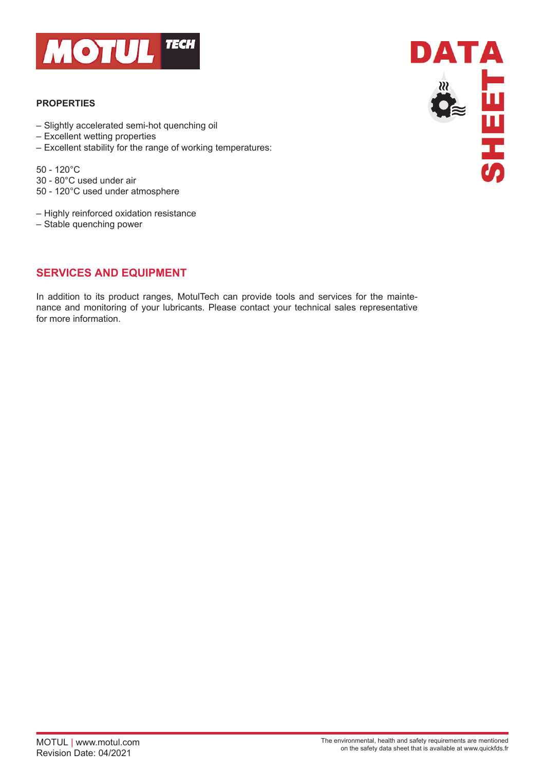## PROPERTIES

– Slightly accelerated semi-hot quenching oil
– Excellent wetting properties
– Excellent stability for the range of working temperatures:

50 - 120°C
30 - 80°C used under air
50 - 120°C used under atmosphere

– Highly reinforced oxidation resistance
– Stable quenching power

## SERVICES AND EQUIPMENT

In addition to its product ranges, MotulTech can provide tools and services for the maintenance and monitoring of your lubricants. Please contact your technical sales representative for more information.

MOTUL | www.motul.com
Revision Date: 04/2021

The environmental, health and safety requirements are mentioned on the safety data sheet that is available at www.quickfds.fr